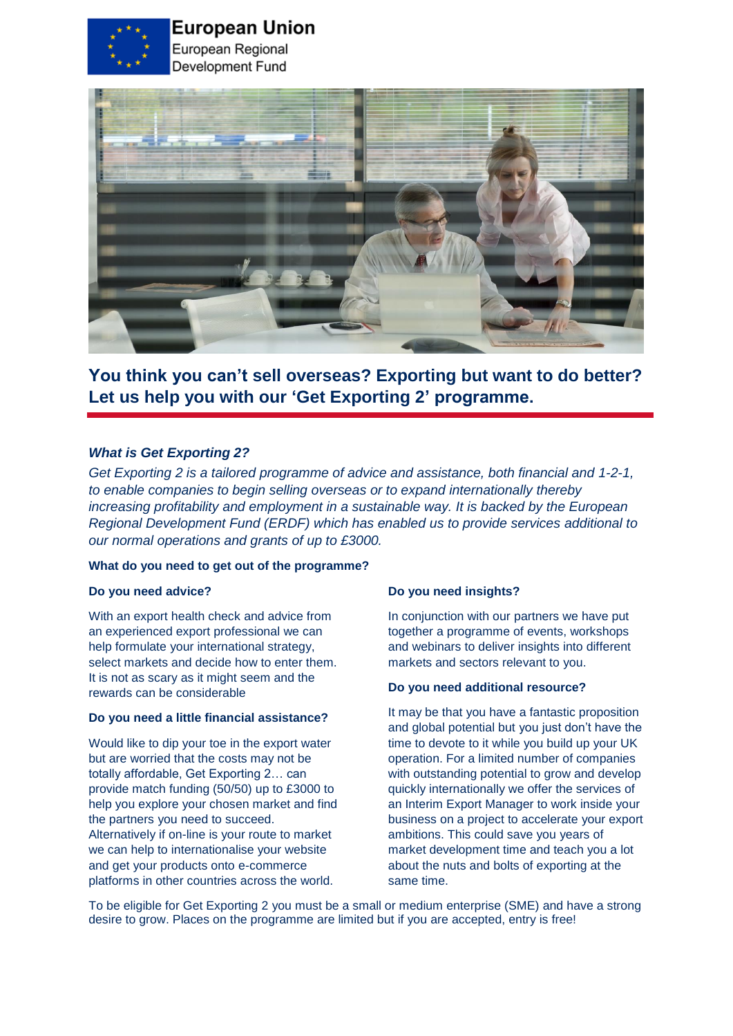**European Union**
European Regional Development Fund

## You think you can't sell overseas? Exporting but want to do better? Let us help you with our 'Get Exporting 2' programme.

### *What is Get Exporting 2?*

*Get Exporting 2 is a tailored programme of advice and assistance, both financial and 1-2-1, to enable companies to begin selling overseas or to expand internationally thereby increasing profitability and employment in a sustainable way. It is backed by the European Regional Development Fund (ERDF) which has enabled us to provide services additional to our normal operations and grants of up to £3000.*

**What do you need to get out of the programme?**

**Do you need advice?**

With an export health check and advice from an experienced export professional we can help formulate your international strategy, select markets and decide how to enter them. It is not as scary as it might seem and the rewards can be considerable

**Do you need a little financial assistance?**

Would like to dip your toe in the export water but are worried that the costs may not be totally affordable, Get Exporting 2… can provide match funding (50/50) up to £3000 to help you explore your chosen market and find the partners you need to succeed. Alternatively if on-line is your route to market we can help to internationalise your website and get your products onto e-commerce platforms in other countries across the world.

**Do you need insights?**

In conjunction with our partners we have put together a programme of events, workshops and webinars to deliver insights into different markets and sectors relevant to you.

**Do you need additional resource?**

It may be that you have a fantastic proposition and global potential but you just don't have the time to devote to it while you build up your UK operation. For a limited number of companies with outstanding potential to grow and develop quickly internationally we offer the services of an Interim Export Manager to work inside your business on a project to accelerate your export ambitions. This could save you years of market development time and teach you a lot about the nuts and bolts of exporting at the same time.

To be eligible for Get Exporting 2 you must be a small or medium enterprise (SME) and have a strong desire to grow. Places on the programme are limited but if you are accepted, entry is free!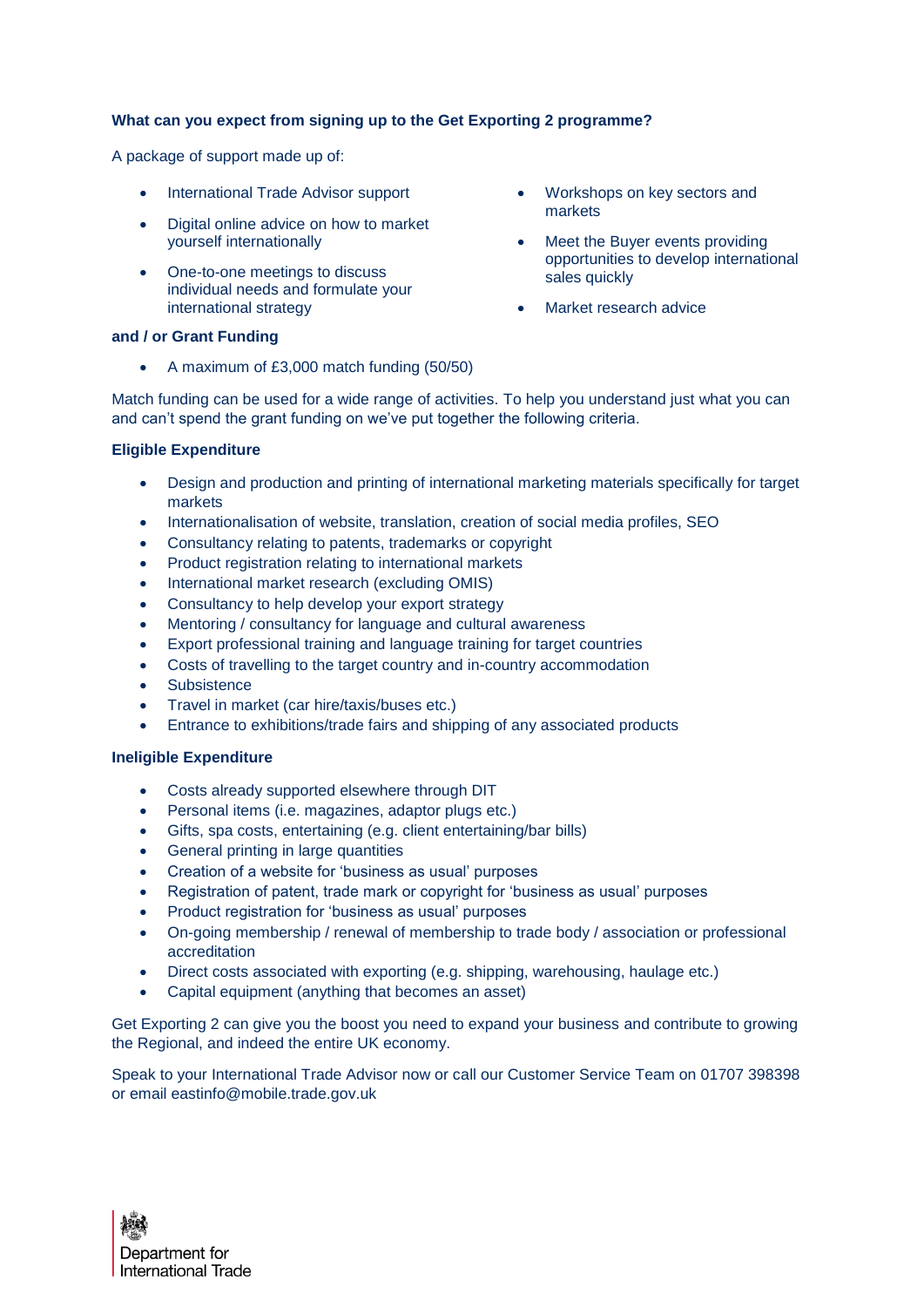**What can you expect from signing up to the Get Exporting 2 programme?**

A package of support made up of:

- International Trade Advisor support
- Digital online advice on how to market yourself internationally
- One-to-one meetings to discuss individual needs and formulate your international strategy
- Workshops on key sectors and markets
- Meet the Buyer events providing opportunities to develop international sales quickly
- Market research advice

**and / or Grant Funding**

- A maximum of £3,000 match funding (50/50)

Match funding can be used for a wide range of activities. To help you understand just what you can and can't spend the grant funding on we've put together the following criteria.

**Eligible Expenditure**

- Design and production and printing of international marketing materials specifically for target markets
- Internationalisation of website, translation, creation of social media profiles, SEO
- Consultancy relating to patents, trademarks or copyright
- Product registration relating to international markets
- International market research (excluding OMIS)
- Consultancy to help develop your export strategy
- Mentoring / consultancy for language and cultural awareness
- Export professional training and language training for target countries
- Costs of travelling to the target country and in-country accommodation
- Subsistence
- Travel in market (car hire/taxis/buses etc.)
- Entrance to exhibitions/trade fairs and shipping of any associated products

**Ineligible Expenditure**

- Costs already supported elsewhere through DIT
- Personal items (i.e. magazines, adaptor plugs etc.)
- Gifts, spa costs, entertaining (e.g. client entertaining/bar bills)
- General printing in large quantities
- Creation of a website for 'business as usual' purposes
- Registration of patent, trade mark or copyright for 'business as usual' purposes
- Product registration for 'business as usual' purposes
- On-going membership / renewal of membership to trade body / association or professional accreditation
- Direct costs associated with exporting (e.g. shipping, warehousing, haulage etc.)
- Capital equipment (anything that becomes an asset)

Get Exporting 2 can give you the boost you need to expand your business and contribute to growing the Regional, and indeed the entire UK economy.

Speak to your International Trade Advisor now or call our Customer Service Team on 01707 398398 or email eastinfo@mobile.trade.gov.uk

Department for International Trade